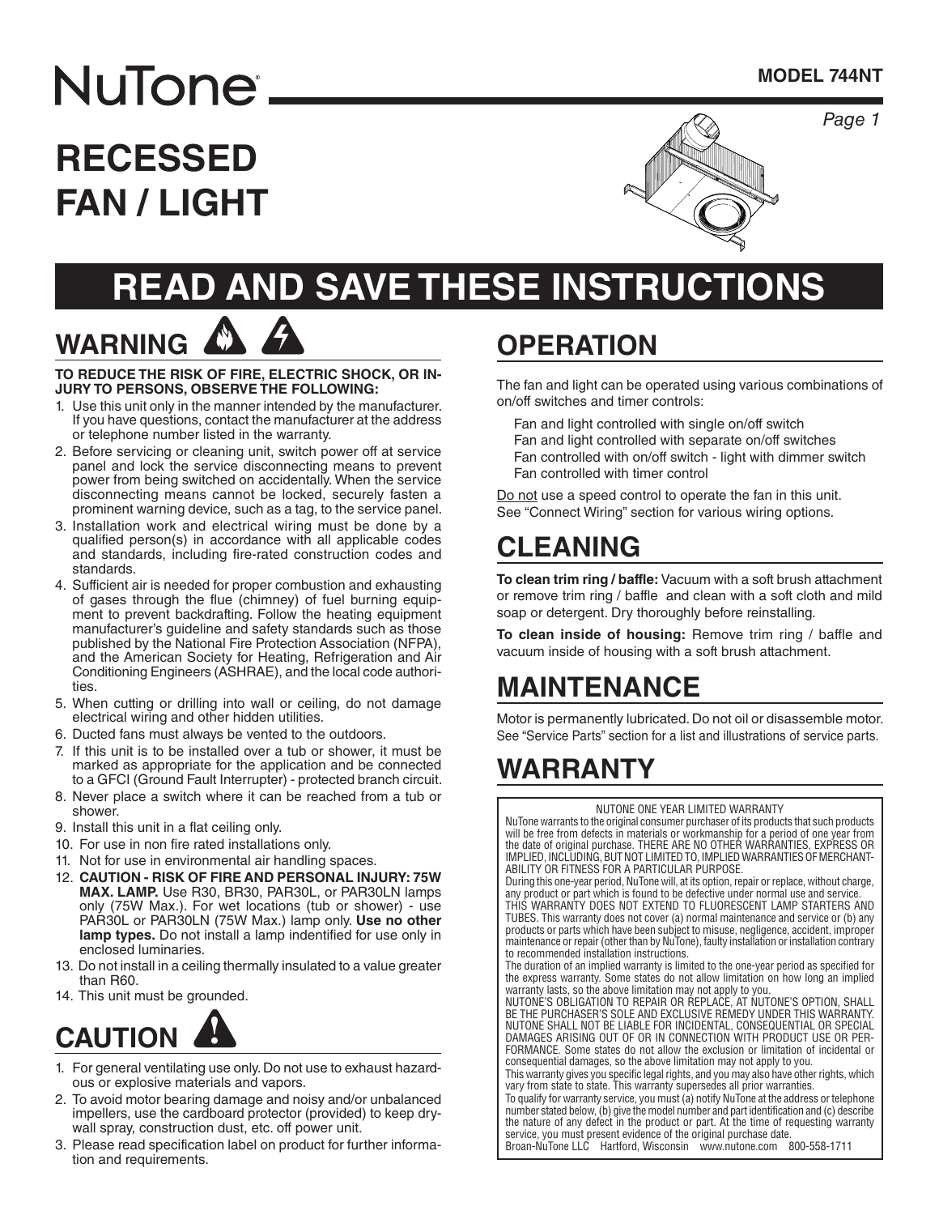NuTone®

**MODEL 744NT**

# RECESSED FAN / LIGHT

# READ AND SAVE THESE INSTRUCTIONS

## WARNING

**TO REDUCE THE RISK OF FIRE, ELECTRIC SHOCK, OR INJURY TO PERSONS, OBSERVE THE FOLLOWING:**

1. Use this unit only in the manner intended by the manufacturer. If you have questions, contact the manufacturer at the address or telephone number listed in the warranty.
2. Before servicing or cleaning unit, switch power off at service panel and lock the service disconnecting means to prevent power from being switched on accidentally. When the service disconnecting means cannot be locked, securely fasten a prominent warning device, such as a tag, to the service panel.
3. Installation work and electrical wiring must be done by a qualified person(s) in accordance with all applicable codes and standards, including fire-rated construction codes and standards.
4. Sufficient air is needed for proper combustion and exhausting of gases through the flue (chimney) of fuel burning equipment to prevent backdrafting. Follow the heating equipment manufacturer's guideline and safety standards such as those published by the National Fire Protection Association (NFPA), and the American Society for Heating, Refrigeration and Air Conditioning Engineers (ASHRAE), and the local code authorities.
5. When cutting or drilling into wall or ceiling, do not damage electrical wiring and other hidden utilities.
6. Ducted fans must always be vented to the outdoors.
7. If this unit is to be installed over a tub or shower, it must be marked as appropriate for the application and be connected to a GFCI (Ground Fault Interrupter) - protected branch circuit.
8. Never place a switch where it can be reached from a tub or shower.
9. Install this unit in a flat ceiling only.
10. For use in non fire rated installations only.
11. Not for use in environmental air handling spaces.
12. **CAUTION - RISK OF FIRE AND PERSONAL INJURY: 75W MAX. LAMP.** Use R30, BR30, PAR30L, or PAR30LN lamps only (75W Max.). For wet locations (tub or shower) - use PAR30L or PAR30LN (75W Max.) lamp only. **Use no other lamp types.** Do not install a lamp indentified for use only in enclosed luminaries.
13. Do not install in a ceiling thermally insulated to a value greater than R60.
14. This unit must be grounded.

## CAUTION

1. For general ventilating use only. Do not use to exhaust hazardous or explosive materials and vapors.
2. To avoid motor bearing damage and noisy and/or unbalanced impellers, use the cardboard protector (provided) to keep drywall spray, construction dust, etc. off power unit.
3. Please read specification label on product for further information and requirements.

## OPERATION

The fan and light can be operated using various combinations of on/off switches and timer controls:

- Fan and light controlled with single on/off switch
- Fan and light controlled with separate on/off switches
- Fan controlled with on/off switch - light with dimmer switch
- Fan controlled with timer control

Do not use a speed control to operate the fan in this unit. See "Connect Wiring" section for various wiring options.

## CLEANING

**To clean trim ring / baffle:** Vacuum with a soft brush attachment or remove trim ring / baffle and clean with a soft cloth and mild soap or detergent. Dry thoroughly before reinstalling.

**To clean inside of housing:** Remove trim ring / baffle and vacuum inside of housing with a soft brush attachment.

## MAINTENANCE

Motor is permanently lubricated. Do not oil or disassemble motor. See "Service Parts" section for a list and illustrations of service parts.

## WARRANTY

NUTONE ONE YEAR LIMITED WARRANTY

NuTone warrants to the original consumer purchaser of its products that such products will be free from defects in materials or workmanship for a period of one year from the date of original purchase. THERE ARE NO OTHER WARRANTIES, EXPRESS OR IMPLIED, INCLUDING, BUT NOT LIMITED TO, IMPLIED WARRANTIES OF MERCHANTABILITY OR FITNESS FOR A PARTICULAR PURPOSE.

During this one-year period, NuTone will, at its option, repair or replace, without charge, any product or part which is found to be defective under normal use and service.

THIS WARRANTY DOES NOT EXTEND TO FLUORESCENT LAMP STARTERS AND TUBES. This warranty does not cover (a) normal maintenance and service or (b) any products or parts which have been subject to misuse, negligence, accident, improper maintenance or repair (other than by NuTone), faulty installation or installation contrary to recommended installation instructions.

The duration of an implied warranty is limited to the one-year period as specified for the express warranty. Some states do not allow limitation on how long an implied warranty lasts, so the above limitation may not apply to you.

NUTONE'S OBLIGATION TO REPAIR OR REPLACE, AT NUTONE'S OPTION, SHALL BE THE PURCHASER'S SOLE AND EXCLUSIVE REMEDY UNDER THIS WARRANTY. NUTONE SHALL NOT BE LIABLE FOR INCIDENTAL, CONSEQUENTIAL OR SPECIAL DAMAGES ARISING OUT OF OR IN CONNECTION WITH PRODUCT USE OR PERFORMANCE. Some states do not allow the exclusion or limitation of incidental or consequential damages, so the above limitation may not apply to you.

This warranty gives you specific legal rights, and you may also have other rights, which vary from state to state. This warranty supersedes all prior warranties.

To qualify for warranty service, you must (a) notify NuTone at the address or telephone number stated below, (b) give the model number and part identification and (c) describe the nature of any defect in the product or part. At the time of requesting warranty service, you must present evidence of the original purchase date.

Broan-NuTone LLC Hartford, Wisconsin www.nutone.com 800-558-1711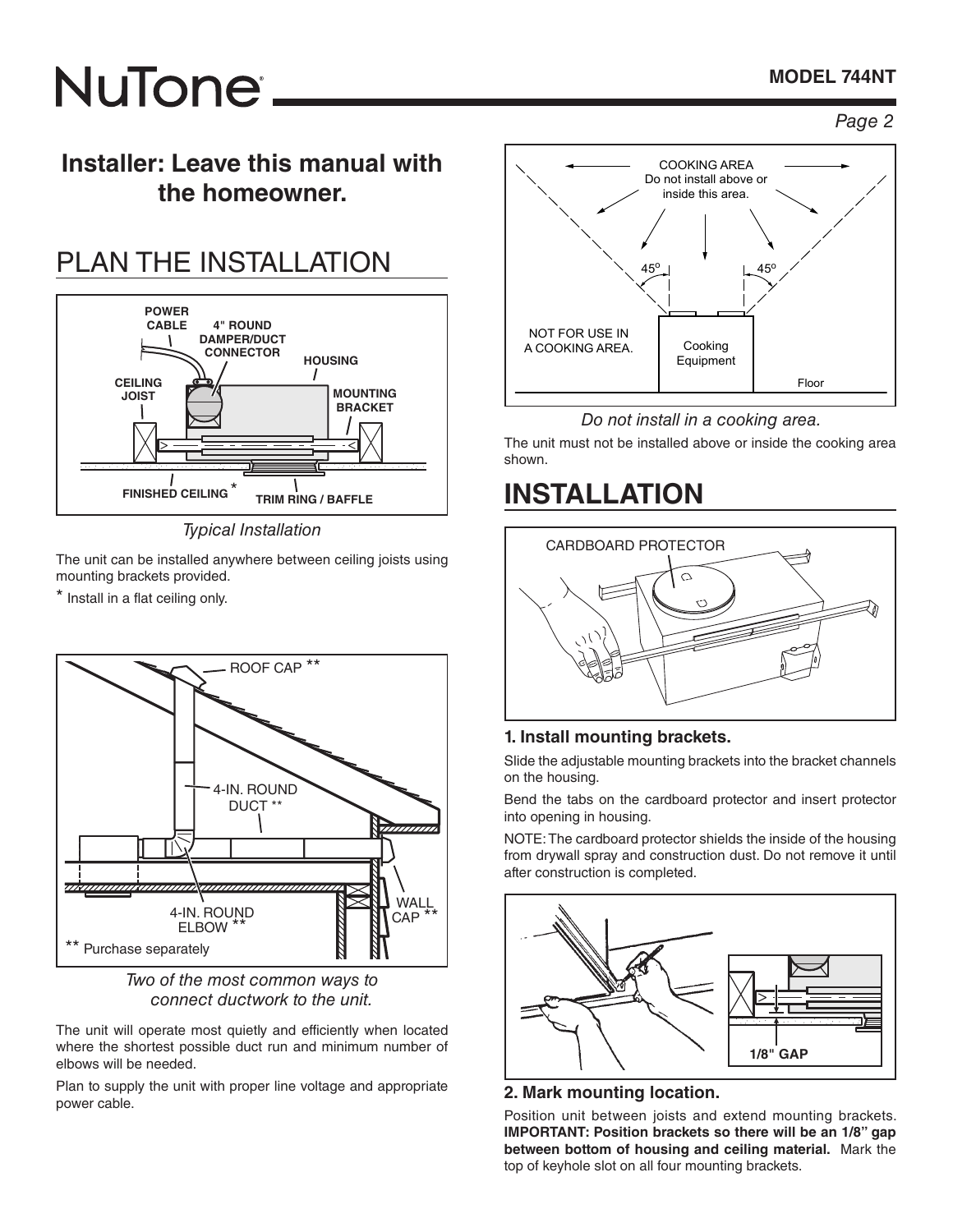**Installer: Leave this manual with the homeowner.**

# PLAN THE INSTALLATION

*Typical Installation*

The unit can be installed anywhere between ceiling joists using mounting brackets provided.

* Install in a flat ceiling only.

*Two of the most common ways to connect ductwork to the unit.*

The unit will operate most quietly and efficiently when located where the shortest possible duct run and minimum number of elbows will be needed.

Plan to supply the unit with proper line voltage and appropriate power cable.

*Do not install in a cooking area.*

The unit must not be installed above or inside the cooking area shown.

# INSTALLATION

### 1. Install mounting brackets.

Slide the adjustable mounting brackets into the bracket channels on the housing.

Bend the tabs on the cardboard protector and insert protector into opening in housing.

NOTE: The cardboard protector shields the inside of the housing from drywall spray and construction dust. Do not remove it until after construction is completed.

### 2. Mark mounting location.

Position unit between joists and extend mounting brackets. **IMPORTANT: Position brackets so there will be an 1/8" gap between bottom of housing and ceiling material.** Mark the top of keyhole slot on all four mounting brackets.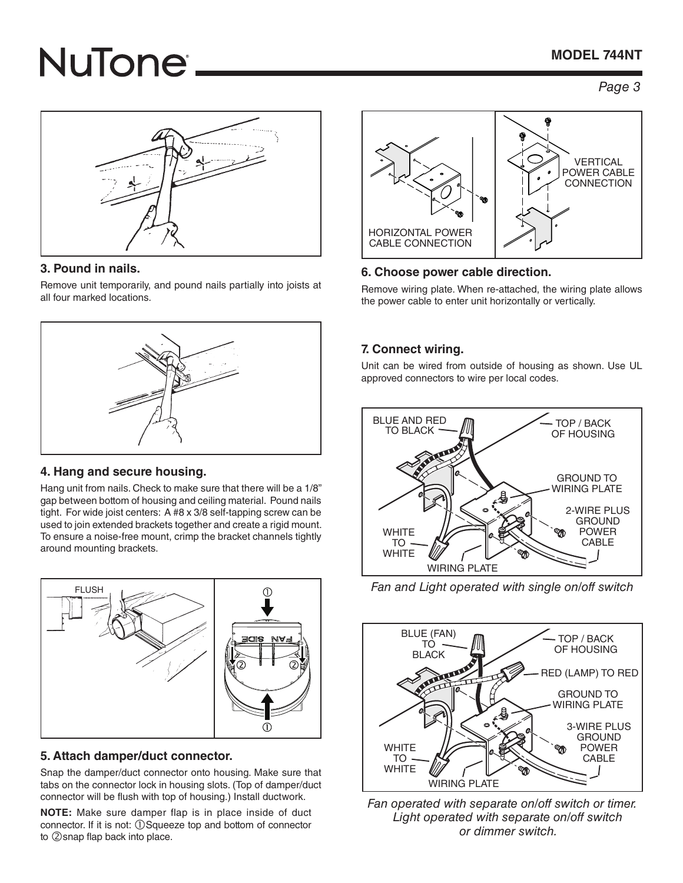### 3. Pound in nails.

Remove unit temporarily, and pound nails partially into joists at all four marked locations.

### 4. Hang and secure housing.

Hang unit from nails. Check to make sure that there will be a 1/8" gap between bottom of housing and ceiling material. Pound nails tight. For wide joist centers: A #8 x 3/8 self-tapping screw can be used to join extended brackets together and create a rigid mount. To ensure a noise-free mount, crimp the bracket channels tightly around mounting brackets.

FLUSH

### 5. Attach damper/duct connector.

Snap the damper/duct connector onto housing. Make sure that tabs on the connector lock in housing slots. (Top of damper/duct connector will be flush with top of housing.) Install ductwork.

**NOTE:** Make sure damper flap is in place inside of duct connector. If it is not: ①Squeeze top and bottom of connector to ②snap flap back into place.

HORIZONTAL POWER CABLE CONNECTION

VERTICAL POWER CABLE CONNECTION

### 6. Choose power cable direction.

Remove wiring plate. When re-attached, the wiring plate allows the power cable to enter unit horizontally or vertically.

### 7. Connect wiring.

Unit can be wired from outside of housing as shown. Use UL approved connectors to wire per local codes.

BLUE AND RED TO BLACK — TOP / BACK OF HOUSING — GROUND TO WIRING PLATE — 2-WIRE PLUS GROUND POWER CABLE — WHITE TO WHITE — WIRING PLATE

*Fan and Light operated with single on/off switch*

BLUE (FAN) TO BLACK — TOP / BACK OF HOUSING — RED (LAMP) TO RED — GROUND TO WIRING PLATE — 3-WIRE PLUS GROUND POWER CABLE — WHITE TO WHITE — WIRING PLATE

*Fan operated with separate on/off switch or timer. Light operated with separate on/off switch or dimmer switch.*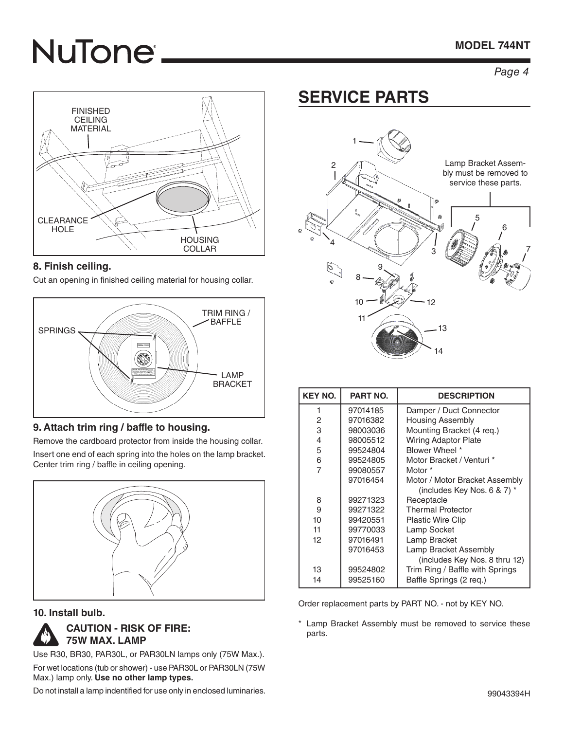## 8. Finish ceiling.

Cut an opening in finished ceiling material for housing collar.

## 9. Attach trim ring / baffle to housing.

Remove the cardboard protector from inside the housing collar.

Insert one end of each spring into the holes on the lamp bracket. Center trim ring / baffle in ceiling opening.

## 10. Install bulb.

**CAUTION - RISK OF FIRE: 75W MAX. LAMP**

Use R30, BR30, PAR30L, or PAR30LN lamps only (75W Max.).

For wet locations (tub or shower) - use PAR30L or PAR30LN (75W Max.) lamp only. **Use no other lamp types.**

Do not install a lamp indentified for use only in enclosed luminaries.

# SERVICE PARTS

Lamp Bracket Assembly must be removed to service these parts.

| KEY NO. | PART NO. | DESCRIPTION |
|---|---|---|
| 1 | 97014185 | Damper / Duct Connector |
| 2 | 97016382 | Housing Assembly |
| 3 | 98003036 | Mounting Bracket (4 req.) |
| 4 | 98005512 | Wiring Adaptor Plate |
| 5 | 99524804 | Blower Wheel * |
| 6 | 99524805 | Motor Bracket / Venturi * |
| 7 | 99080557 | Motor * |
| | 97016454 | Motor / Motor Bracket Assembly (includes Key Nos. 6 & 7) * |
| 8 | 99271323 | Receptacle |
| 9 | 99271322 | Thermal Protector |
| 10 | 99420551 | Plastic Wire Clip |
| 11 | 99770033 | Lamp Socket |
| 12 | 97016491 | Lamp Bracket |
| | 97016453 | Lamp Bracket Assembly (includes Key Nos. 8 thru 12) |
| 13 | 99524802 | Trim Ring / Baffle with Springs |
| 14 | 99525160 | Baffle Springs (2 req.) |

Order replacement parts by PART NO. - not by KEY NO.

\* Lamp Bracket Assembly must be removed to service these parts.

99043394H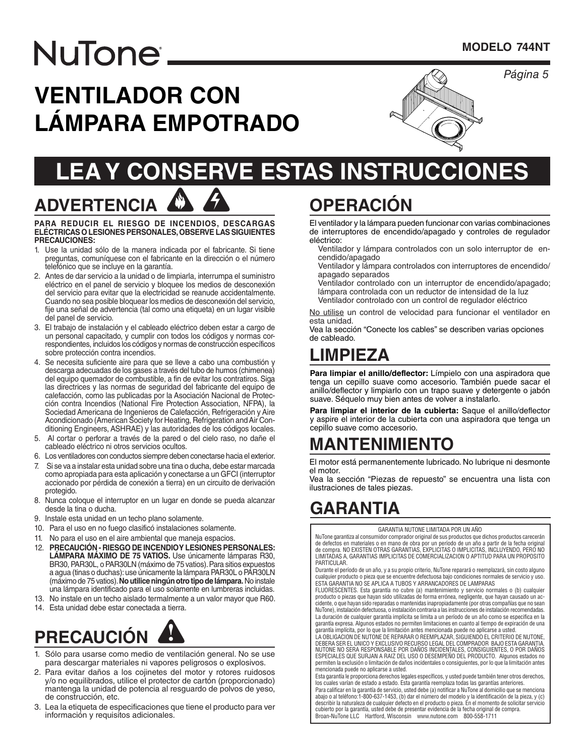# NuTone

**MODELO 744NT**

# VENTILADOR CON LÁMPARA EMPOTRADO

# LEA Y CONSERVE ESTAS INSTRUCCIONES

## ADVERTENCIA

**PARA REDUCIR EL RIESGO DE INCENDIOS, DESCARGAS ELÉCTRICAS O LESIONES PERSONALES, OBSERVE LAS SIGUIENTES PRECAUCIONES:**

1. Use la unidad sólo de la manera indicada por el fabricante. Si tiene preguntas, comuníquese con el fabricante en la dirección o el número telefónico que se incluye en la garantía.
2. Antes de dar servicio a la unidad o de limpiarla, interrumpa el suministro eléctrico en el panel de servicio y bloquee los medios de desconexión del servicio para evitar que la electricidad se reanude accidentalmente. Cuando no sea posible bloquear los medios de desconexión del servicio, fije una señal de advertencia (tal como una etiqueta) en un lugar visible del panel de servicio.
3. El trabajo de instalación y el cableado eléctrico deben estar a cargo de un personal capacitado, y cumplir con todos los códigos y normas correspondientes, incluidos los códigos y normas de construcción específicos sobre protección contra incendios.
4. Se necesita suficiente aire para que se lleve a cabo una combustión y descarga adecuadas de los gases a través del tubo de humos (chimenea) del equipo quemador de combustible, a fin de evitar los contratiros. Siga las directrices y las normas de seguridad del fabricante del equipo de calefacción, como las publicadas por la Asociación Nacional de Protección contra Incendios (National Fire Protection Association, NFPA), la Sociedad Americana de Ingenieros de Calefacción, Refrigeración y Aire Acondicionado (American Society for Heating, Refrigeration and Air Conditioning Engineers, ASHRAE) y las autoridades de los códigos locales.
5. Al cortar o perforar a través de la pared o del cielo raso, no dañe el cableado eléctrico ni otros servicios ocultos.
6. Los ventiladores con conductos siempre deben conectarse hacia el exterior.
7. Si se va a instalar esta unidad sobre una tina o ducha, debe estar marcada como apropiada para esta aplicación y conectarse a un GFCI (interruptor accionado por pérdida de conexión a tierra) en un circuito de derivación protegido.
8. Nunca coloque el interruptor en un lugar en donde se pueda alcanzar desde la tina o ducha.
9. Instale esta unidad en un techo plano solamente.
10. Para el uso en no fuego clasificó instalaciones solamente.
11. No para el uso en el aire ambiental que maneja espacios.
12. **PRECAUCIÓN - RIESGO DE INCENDIO Y LESIONES PERSONALES: LÁMPARA MÁXIMO DE 75 VATIOS.** Use únicamente lámparas R30, BR30, PAR30L, o PAR30LN (máximo de 75 vatios). Para sitios expuestos a agua (tinas o duchas): use únicamente la lámpara PAR30L o PAR30LN (máximo de 75 vatios). **No utilice ningún otro tipo de lámpara.** No instale una lámpara identificado para el uso solamente en lumbreras incluidas.
13. No instale en un techo aislado termalmente a un valor mayor que R60.
14. Esta unidad debe estar conectada a tierra.

## PRECAUCIÓN

1. Sólo para usarse como medio de ventilación general. No se use para descargar materiales ni vapores peligrosos o explosivos.
2. Para evitar daños a los cojinetes del motor y rotores ruidosos y/o no equilibrados, utilice el protector de cartón (proporcionado) mantenga la unidad de potencia al resguardo de polvos de yeso, de construcción, etc.
3. Lea la etiqueta de especificaciones que tiene el producto para ver información y requisitos adicionales.

## OPERACIÓN

El ventilador y la lámpara pueden funcionar con varias combinaciones de interruptores de encendido/apagado y controles de regulador eléctrico:

Ventilador y lámpara controlados con un solo interruptor de encendido/apagado
Ventilador y lámpara controlados con interruptores de encendido/apagado separados
Ventilador controlado con un interruptor de encendido/apagado; lámpara controlada con un reductor de intensidad de la luz
Ventilador controlado con un control de regulador eléctrico

No utilise un control de velocidad para funcionar el ventilador en esta unidad.
Vea la sección "Conecte los cables" se describen varias opciones de cableado.

## LIMPIEZA

**Para limpiar el anillo/deflector:** Límpielo con una aspiradora que tenga un cepillo suave como accesorio. También puede sacar el anillo/deflector y limpiarlo con un trapo suave y detergente o jabón suave. Séquelo muy bien antes de volver a instalarlo.

**Para limpiar el interior de la cubierta:** Saque el anillo/deflector y aspire el interior de la cubierta con una aspiradora que tenga un cepillo suave como accesorio.

## MANTENIMIENTO

El motor está permanentemente lubricado. No lubrique ni desmonte el motor.
Vea la sección "Piezas de repuesto" se encuentra una lista con ilustraciones de tales piezas.

## GARANTIA

GARANTIA NUTONE LIMITADA POR UN AÑO

NuTone garantiza al consumidor comprador original de sus productos que dichos productos carecerán de defectos en materiales o en mano de obra por un período de un año a partir de la fecha original de compra. NO EXISTEN OTRAS GARANTIAS, EXPLICITAS O IMPLICITAS, INCLUYENDO, PERO NO LIMITADAS A, GARANTIAS IMPLICITAS DE COMERCIALIZACION O APTITUD PARA UN PROPOSITO PARTICULAR.

Durante el período de un año, y a su propio criterio, NuTone reparará o reemplazará, sin costo alguno cualquier producto o pieza que se encuentre defectuosa bajo condiciones normales de servicio y uso. ESTA GARANTIA NO SE APLICA A TUBOS Y ARRANCADORES DE LAMPARAS FLUORESCENTES. Esta garantía no cubre (a) mantenimiento y servicio normales o (b) cualquier producto o piezas que hayan sido utilizadas de forma errónea, negligente, que hayan causado un accidente, o que hayan sido reparadas o mantenidas inapropiadamente (por otras compañías que no sean NuTone), instalación defectuosa, o instalación contraria a las instrucciones de instalación recomendadas. La duración de cualquier garantía implícita se limita a un período de un año como se especifica en la garantía expresa. Algunos estados no permiten limitaciones en cuanto al tiempo de expiración de una garantía implícita, por lo que la limitación antes mencionada puede no aplicarse a usted.

LA OBLIGACION DE NUTONE DE REPARAR O REEMPLAZAR, SIGUIENDO EL CRITERIO DE NUTONE, DEBERA SER EL UNICO Y EXCLUSIVO RECURSO LEGAL DEL COMPRADOR BAJO ESTA GARANTIA. NUTONE NO SERA RESPONSABLE POR DAÑOS INCIDENTALES, CONSIGUIENTES, O POR DAÑOS ESPECIALES QUE SURJAN A RAIZ DEL USO O DESEMPEÑO DEL PRODUCTO. Algunos estados no permiten la exclusión o limitación de daños incidentales o consiguientes, por lo que la limitación antes mencionada puede no aplicarse a usted.

Esta garantía le proporciona derechos legales específicos, y usted puede también tener otros derechos, los cuales varían de estado a estado. Esta garantía reemplaza todas las garantías anteriores.

Para calificar en la garantía de servicio, usted debe (a) notificar a NuTone al domicilio que se menciona abajo o al teléfono:1-800-637-1453, (b) dar el número del modelo y la identificación de la pieza, y (c) describir la naturaleza de cualquier defecto en el producto o pieza. En el momento de solicitar servicio cubierto por la garantía, usted debe de presentar evidencia de la fecha original de compra.

Broan-NuTone LLC Hartford, Wisconsin www.nutone.com 800-558-1711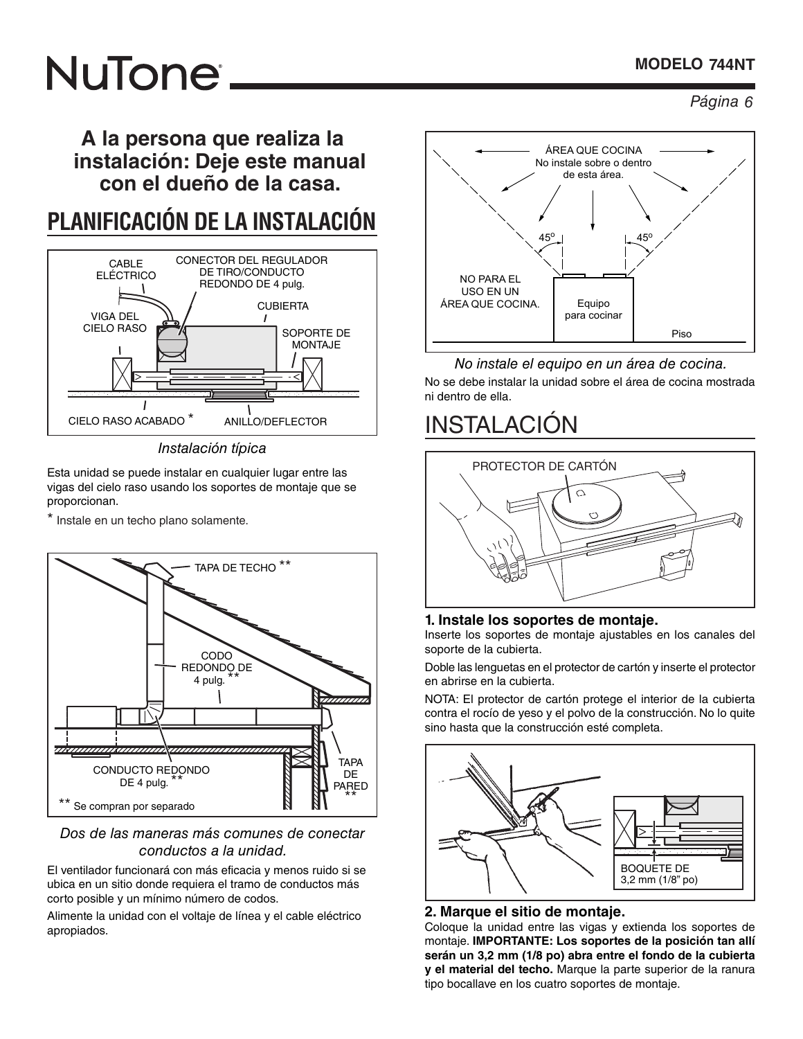**A la persona que realiza la instalación: Deje este manual con el dueño de la casa.**

# PLANIFICACIÓN DE LA INSTALACIÓN

*Instalación típica*

Esta unidad se puede instalar en cualquier lugar entre las vigas del cielo raso usando los soportes de montaje que se proporcionan.

\* Instale en un techo plano solamente.

*Dos de las maneras más comunes de conectar conductos a la unidad.*

El ventilador funcionará con más eficacia y menos ruido si se ubica en un sitio donde requiera el tramo de conductos más corto posible y un mínimo número de codos.

Alimente la unidad con el voltaje de línea y el cable eléctrico apropiados.

*No instale el equipo en un área de cocina.*

No se debe instalar la unidad sobre el área de cocina mostrada ni dentro de ella.

# INSTALACIÓN

### 1. Instale los soportes de montaje.

Inserte los soportes de montaje ajustables en los canales del soporte de la cubierta.

Doble las lenguetas en el protector de cartón y inserte el protector en abrirse en la cubierta.

NOTA: El protector de cartón protege el interior de la cubierta contra el rocío de yeso y el polvo de la construcción. No lo quite sino hasta que la construcción esté completa.

### 2. Marque el sitio de montaje.

Coloque la unidad entre las vigas y extienda los soportes de montaje. **IMPORTANTE: Los soportes de la posición tan allí serán un 3,2 mm (1/8 po) abra entre el fondo de la cubierta y el material del techo.** Marque la parte superior de la ranura tipo bocallave en los cuatro soportes de montaje.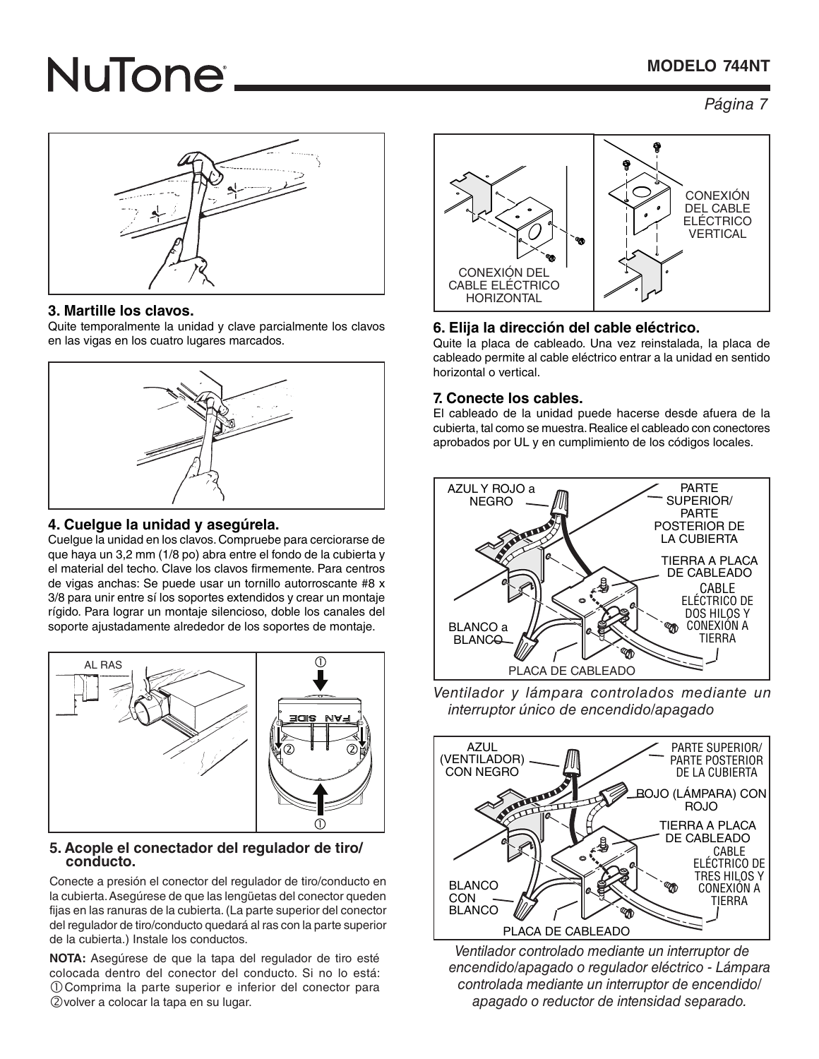### 3. Martille los clavos.

Quite temporalmente la unidad y clave parcialmente los clavos en las vigas en los cuatro lugares marcados.

### 4. Cuelgue la unidad y asegúrela.

Cuelgue la unidad en los clavos. Compruebe para cerciorarse de que haya un 3,2 mm (1/8 po) abra entre el fondo de la cubierta y el material del techo. Clave los clavos firmemente. Para centros de vigas anchas: Se puede usar un tornillo autorroscante #8 x 3/8 para unir entre sí los soportes extendidos y crear un montaje rígido. Para lograr un montaje silencioso, doble los canales del soporte ajustadamente alrededor de los soportes de montaje.

AL RAS

### 5. Acople el conectador del regulador de tiro/ conducto.

Conecte a presión el conector del regulador de tiro/conducto en la cubierta. Asegúrese de que las lengüetas del conector queden fijas en las ranuras de la cubierta. (La parte superior del conector del regulador de tiro/conducto quedará al ras con la parte superior de la cubierta.) Instale los conductos.

**NOTA:** Asegúrese de que la tapa del regulador de tiro esté colocada dentro del conector del conducto. Si no lo está: ① Comprima la parte superior e inferior del conector para ② volver a colocar la tapa en su lugar.

CONEXIÓN DEL CABLE ELÉCTRICO HORIZONTAL

CONEXIÓN DEL CABLE ELÉCTRICO VERTICAL

### 6. Elija la dirección del cable eléctrico.

Quite la placa de cableado. Una vez reinstalada, la placa de cableado permite al cable eléctrico entrar a la unidad en sentido horizontal o vertical.

### 7. Conecte los cables.

El cableado de la unidad puede hacerse desde afuera de la cubierta, tal como se muestra. Realice el cableado con conectores aprobados por UL y en cumplimiento de los códigos locales.

AZUL Y ROJO a NEGRO — PARTE SUPERIOR/ PARTE POSTERIOR DE LA CUBIERTA — TIERRA A PLACA DE CABLEADO — CABLE ELÉCTRICO DE DOS HILOS Y CONEXIÓN A TIERRA — BLANCO a BLANCO — PLACA DE CABLEADO

*Ventilador y lámpara controlados mediante un interruptor único de encendido/apagado*

AZUL (VENTILADOR) CON NEGRO — PARTE SUPERIOR/ PARTE POSTERIOR DE LA CUBIERTA — ROJO (LÁMPARA) CON ROJO — TIERRA A PLACA DE CABLEADO — CABLE ELÉCTRICO DE TRES HILOS Y CONEXIÓN A TIERRA — BLANCO CON BLANCO — PLACA DE CABLEADO

*Ventilador controlado mediante un interruptor de encendido/apagado o regulador eléctrico - Lámpara controlada mediante un interruptor de encendido/ apagado o reductor de intensidad separado.*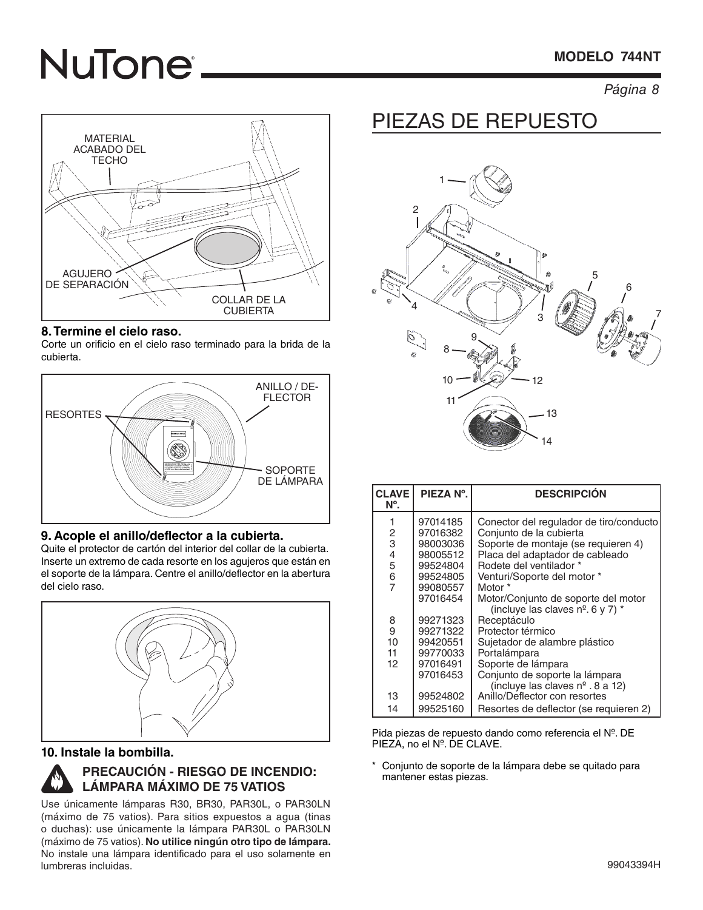# PIEZAS DE REPUESTO

MATERIAL ACABADO DEL TECHO

AGUJERO DE SEPARACIÓN

COLLAR DE LA CUBIERTA

### 8. Termine el cielo raso.

Corte un orificio en el cielo raso terminado para la brida de la cubierta.

RESORTES

ANILLO / DEFLECTOR

SOPORTE DE LÁMPARA

### 9. Acople el anillo/deflector a la cubierta.

Quite el protector de cartón del interior del collar de la cubierta. Inserte un extremo de cada resorte en los agujeros que están en el soporte de la lámpara. Centre el anillo/deflector en la abertura del cielo raso.

### 10. Instale la bombilla.

**PRECAUCIÓN - RIESGO DE INCENDIO: LÁMPARA MÁXIMO DE 75 VATIOS**

Use únicamente lámparas R30, BR30, PAR30L, o PAR30LN (máximo de 75 vatios). Para sitios expuestos a agua (tinas o duchas): use únicamente la lámpara PAR30L o PAR30LN (máximo de 75 vatios). **No utilice ningún otro tipo de lámpara.** No instale una lámpara identificado para el uso solamente en lumbreras incluidas.

| CLAVE Nº. | PIEZA Nº. | DESCRIPCIÓN |
|---|---|---|
| 1 | 97014185 | Conector del regulador de tiro/conducto |
| 2 | 97016382 | Conjunto de la cubierta |
| 3 | 98003036 | Soporte de montaje (se requieren 4) |
| 4 | 98005512 | Placa del adaptador de cableado |
| 5 | 99524804 | Rodete del ventilador * |
| 6 | 99524805 | Venturi/Soporte del motor * |
| 7 | 99080557 | Motor * |
| | 97016454 | Motor/Conjunto de soporte del motor (incluye las claves nº. 6 y 7) * |
| 8 | 99271323 | Receptáculo |
| 9 | 99271322 | Protector térmico |
| 10 | 99420551 | Sujetador de alambre plástico |
| 11 | 99770033 | Portalámpara |
| 12 | 97016491 | Soporte de lámpara |
| | 97016453 | Conjunto de soporte la lámpara (incluye las claves nº . 8 a 12) |
| 13 | 99524802 | Anillo/Deflector con resortes |
| 14 | 99525160 | Resortes de deflector (se requieren 2) |

Pida piezas de repuesto dando como referencia el Nº. DE PIEZA, no el Nº. DE CLAVE.

\* Conjunto de soporte de la lámpara debe se quitado para mantener estas piezas.

99043394H